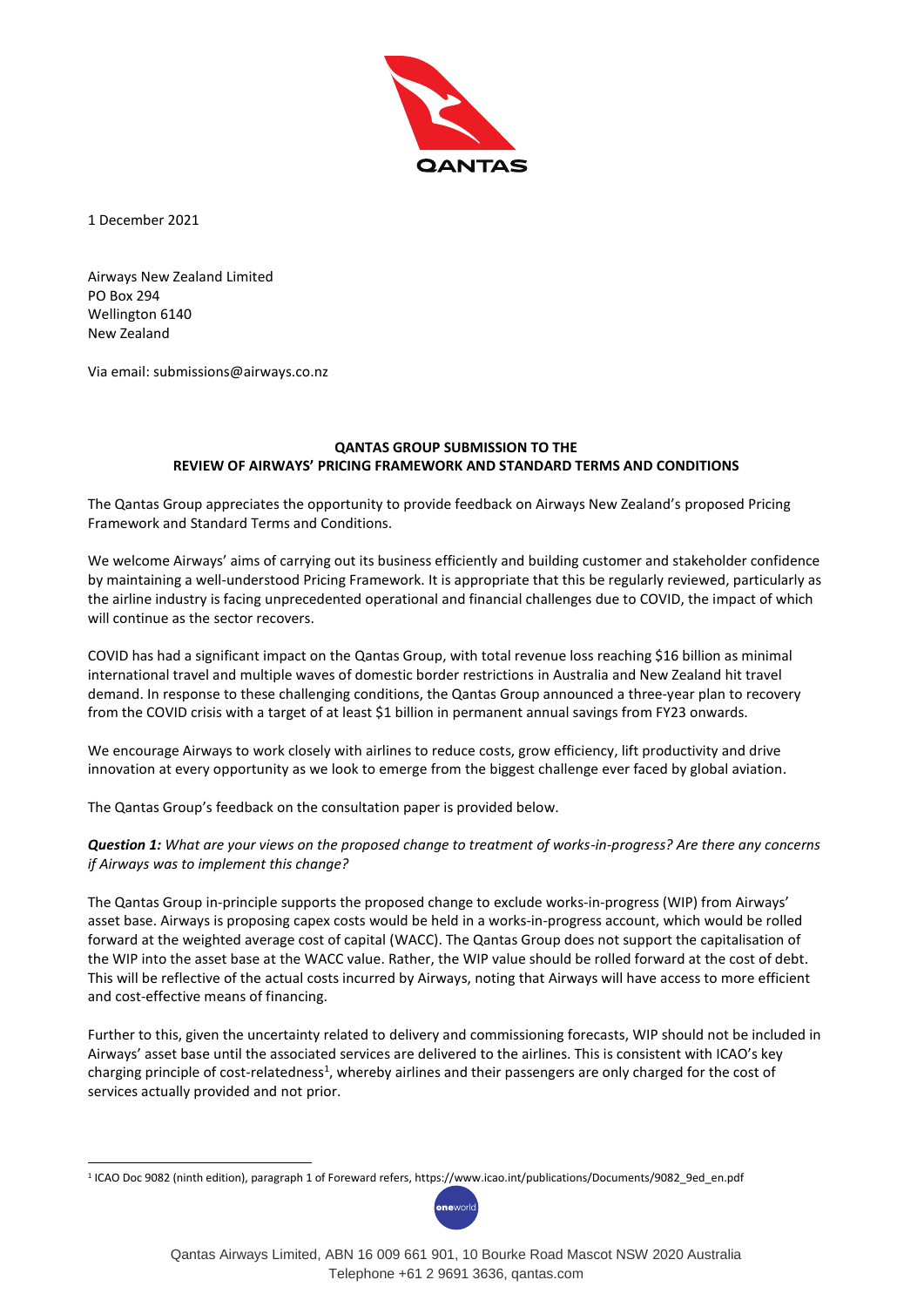1 December 2021

Airways New Zealand Limited
PO Box 294
Wellington 6140
New Zealand

Via email: submissions@airways.co.nz

**QANTAS GROUP SUBMISSION TO THE REVIEW OF AIRWAYS' PRICING FRAMEWORK AND STANDARD TERMS AND CONDITIONS**

The Qantas Group appreciates the opportunity to provide feedback on Airways New Zealand's proposed Pricing Framework and Standard Terms and Conditions.

We welcome Airways' aims of carrying out its business efficiently and building customer and stakeholder confidence by maintaining a well-understood Pricing Framework. It is appropriate that this be regularly reviewed, particularly as the airline industry is facing unprecedented operational and financial challenges due to COVID, the impact of which will continue as the sector recovers.

COVID has had a significant impact on the Qantas Group, with total revenue loss reaching $16 billion as minimal international travel and multiple waves of domestic border restrictions in Australia and New Zealand hit travel demand. In response to these challenging conditions, the Qantas Group announced a three-year plan to recovery from the COVID crisis with a target of at least $1 billion in permanent annual savings from FY23 onwards.

We encourage Airways to work closely with airlines to reduce costs, grow efficiency, lift productivity and drive innovation at every opportunity as we look to emerge from the biggest challenge ever faced by global aviation.

The Qantas Group's feedback on the consultation paper is provided below.

***Question 1:*** *What are your views on the proposed change to treatment of works-in-progress? Are there any concerns if Airways was to implement this change?*

The Qantas Group in-principle supports the proposed change to exclude works-in-progress (WIP) from Airways' asset base. Airways is proposing capex costs would be held in a works-in-progress account, which would be rolled forward at the weighted average cost of capital (WACC). The Qantas Group does not support the capitalisation of the WIP into the asset base at the WACC value. Rather, the WIP value should be rolled forward at the cost of debt. This will be reflective of the actual costs incurred by Airways, noting that Airways will have access to more efficient and cost-effective means of financing.

Further to this, given the uncertainty related to delivery and commissioning forecasts, WIP should not be included in Airways' asset base until the associated services are delivered to the airlines. This is consistent with ICAO's key charging principle of cost-relatedness[1], whereby airlines and their passengers are only charged for the cost of services actually provided and not prior.

[1] ICAO Doc 9082 (ninth edition), paragraph 1 of Foreward refers, https://www.icao.int/publications/Documents/9082_9ed_en.pdf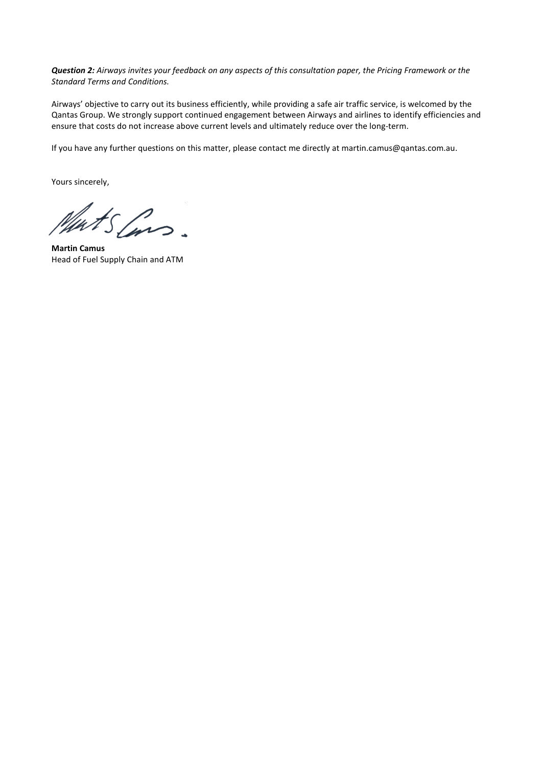***Question 2:** Airways invites your feedback on any aspects of this consultation paper, the Pricing Framework or the Standard Terms and Conditions.*

Airways' objective to carry out its business efficiently, while providing a safe air traffic service, is welcomed by the Qantas Group. We strongly support continued engagement between Airways and airlines to identify efficiencies and ensure that costs do not increase above current levels and ultimately reduce over the long-term.

If you have any further questions on this matter, please contact me directly at martin.camus@qantas.com.au.

Yours sincerely,

**Martin Camus**
Head of Fuel Supply Chain and ATM